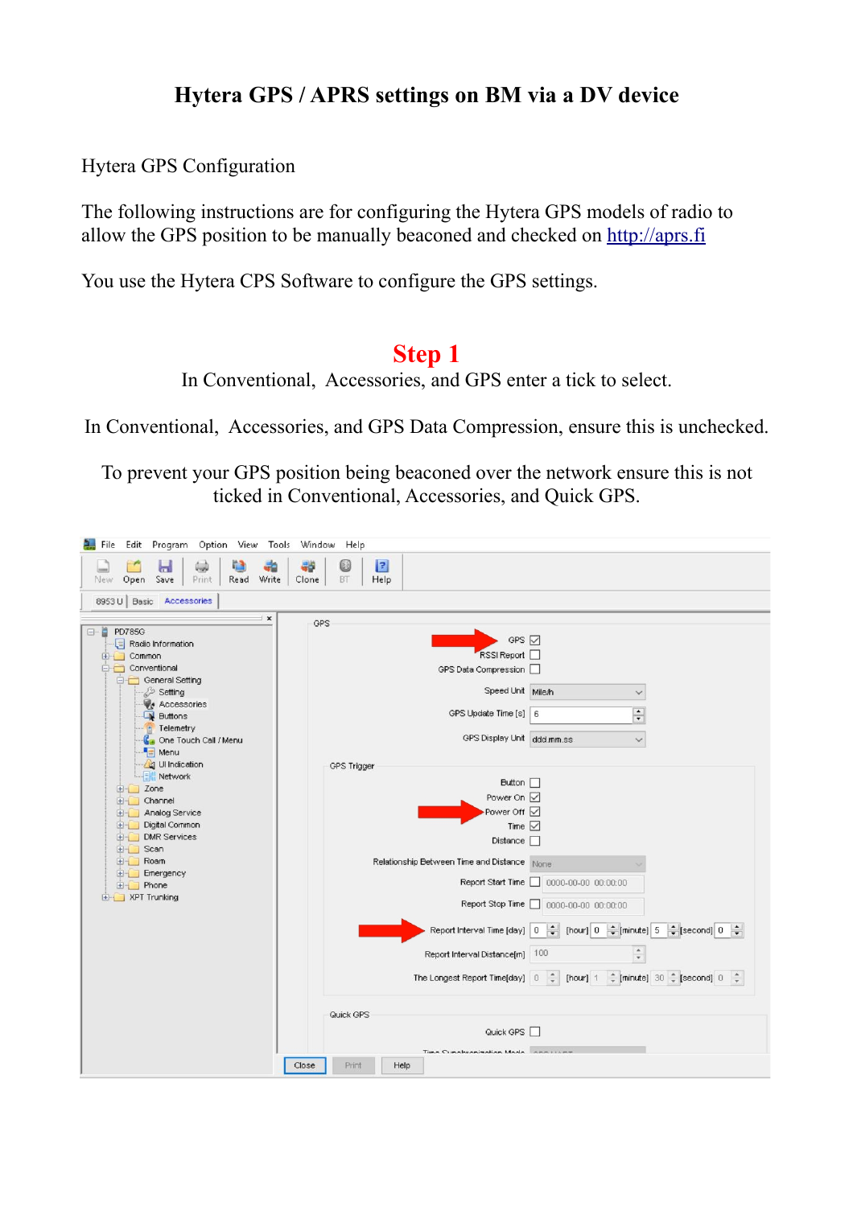# Hytera GPS / APRS settings on BM via a DV device

Hytera GPS Configuration

The following instructions are for configuring the Hytera GPS models of radio to allow the GPS position to be manually beaconed and checked on http://aprs.fi

You use the Hytera CPS Software to configure the GPS settings.

## Step 1

In Conventional, Accessories, and GPS enter a tick to select.

In Conventional, Accessories, and GPS Data Compression, ensure this is unchecked.

To prevent your GPS position being beaconed over the network ensure this is not ticked in Conventional, Accessories, and Quick GPS.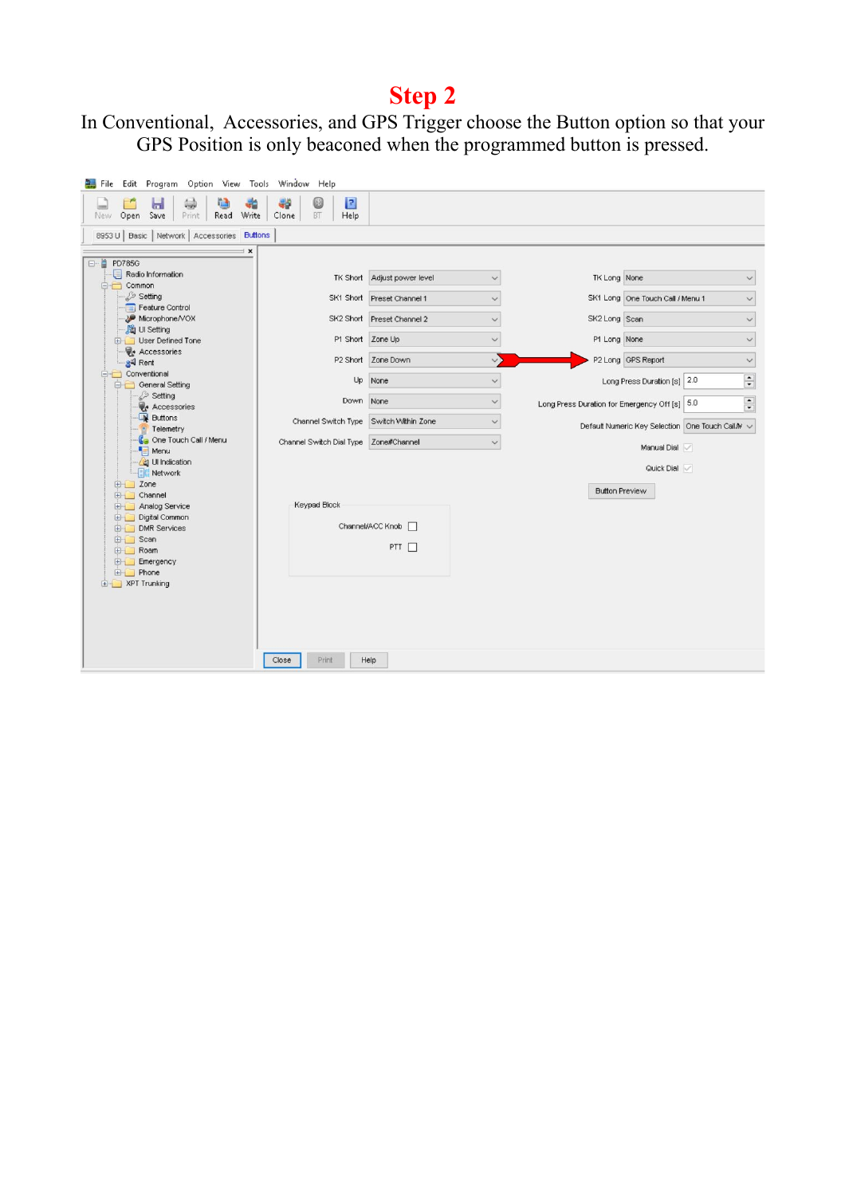# Step 2

In Conventional, Accessories, and GPS Trigger choose the Button option so that your GPS Position is only beaconed when the programmed button is pressed.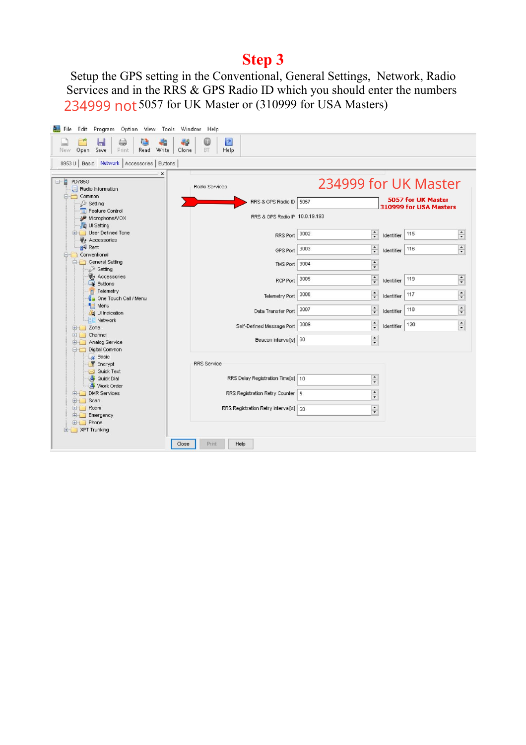# Step 3

Setup the GPS setting in the Conventional, General Settings, Network, Radio Services and in the RRS & GPS Radio ID which you should enter the numbers 234999 not 5057 for UK Master or (310999 for USA Masters)

File Edit Program Option View Tools Window Help

New Open Save Print Read Write Clone BT Help

8953 U | Basic | Network | Accessories | Buttons

- PD785G
  - Radio Information
  - Common
    - Setting
    - Feature Control
    - Microphone/VOX
    - UI Setting
    - User Defined Tone
    - Accessories
    - Rent
  - Conventional
    - General Setting
      - Setting
      - Accessories
      - Buttons
      - Telemetry
      - One Touch Call / Menu
      - Menu
      - UI Indication
      - Network
    - Zone
    - Channel
    - Analog Service
    - Digital Common
      - Basic
      - Encrypt
      - Quick Text
      - Quick Dial
      - Work Order
    - DMR Services
    - Scan
    - Roam
    - Emergency
    - Phone
  - XPT Trunking

Radio Services

234999 for UK Master

5057 for UK Master
310999 for USA Masters

| Field | Value | Identifier |
|---|---|---|
| RRS & GPS Radio ID | 5057 | |
| RRS & GPS Radio IP | 10.0.19.193 | |
| RRS Port | 3002 | 115 |
| GPS Port | 3003 | 116 |
| TMS Port | 3004 | |
| RCP Port | 3005 | 119 |
| Telemetry Port | 3006 | 117 |
| Data Transfer Port | 3007 | 118 |
| Self-Defined Message Port | 3009 | 120 |
| Beacon Interval[s] | 60 | |

RRS Service

| Field | Value |
|---|---|
| RRS Delay Registration Time[s] | 10 |
| RRS Registration Retry Counter | 5 |
| RRS Registration Retry Interval[s] | 60 |

Close Print Help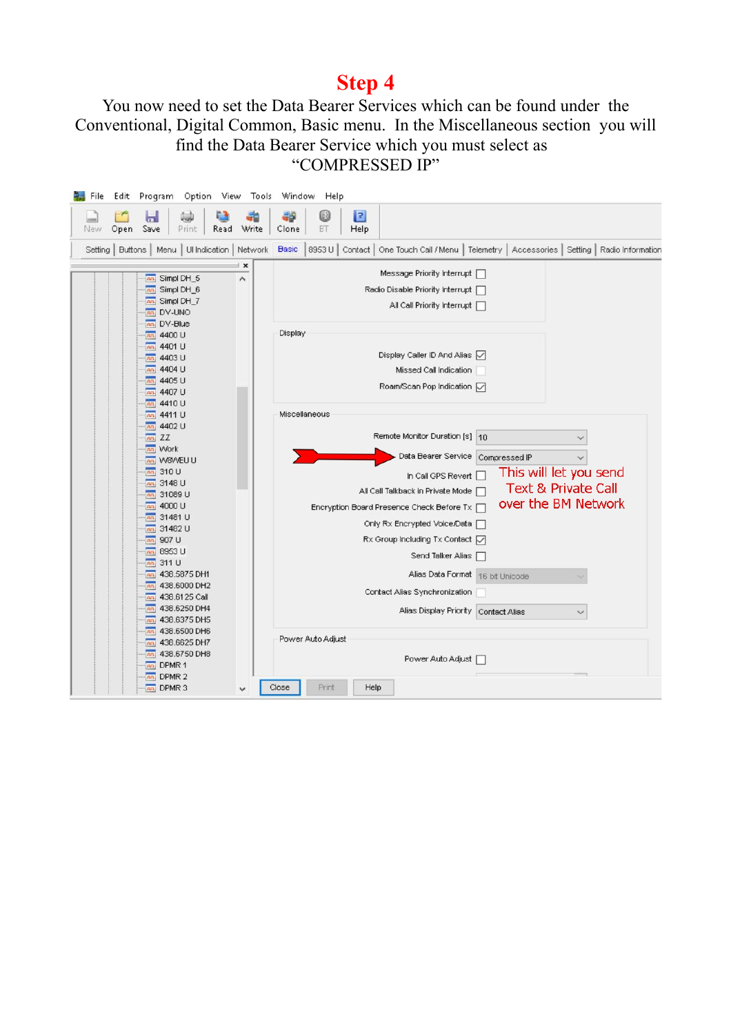# Step 4

You now need to set the Data Bearer Services which can be found under the Conventional, Digital Common, Basic menu. In the Miscellaneous section you will find the Data Bearer Service which you must select as "COMPRESSED IP"

This will let you send Text & Private Call over the BM Network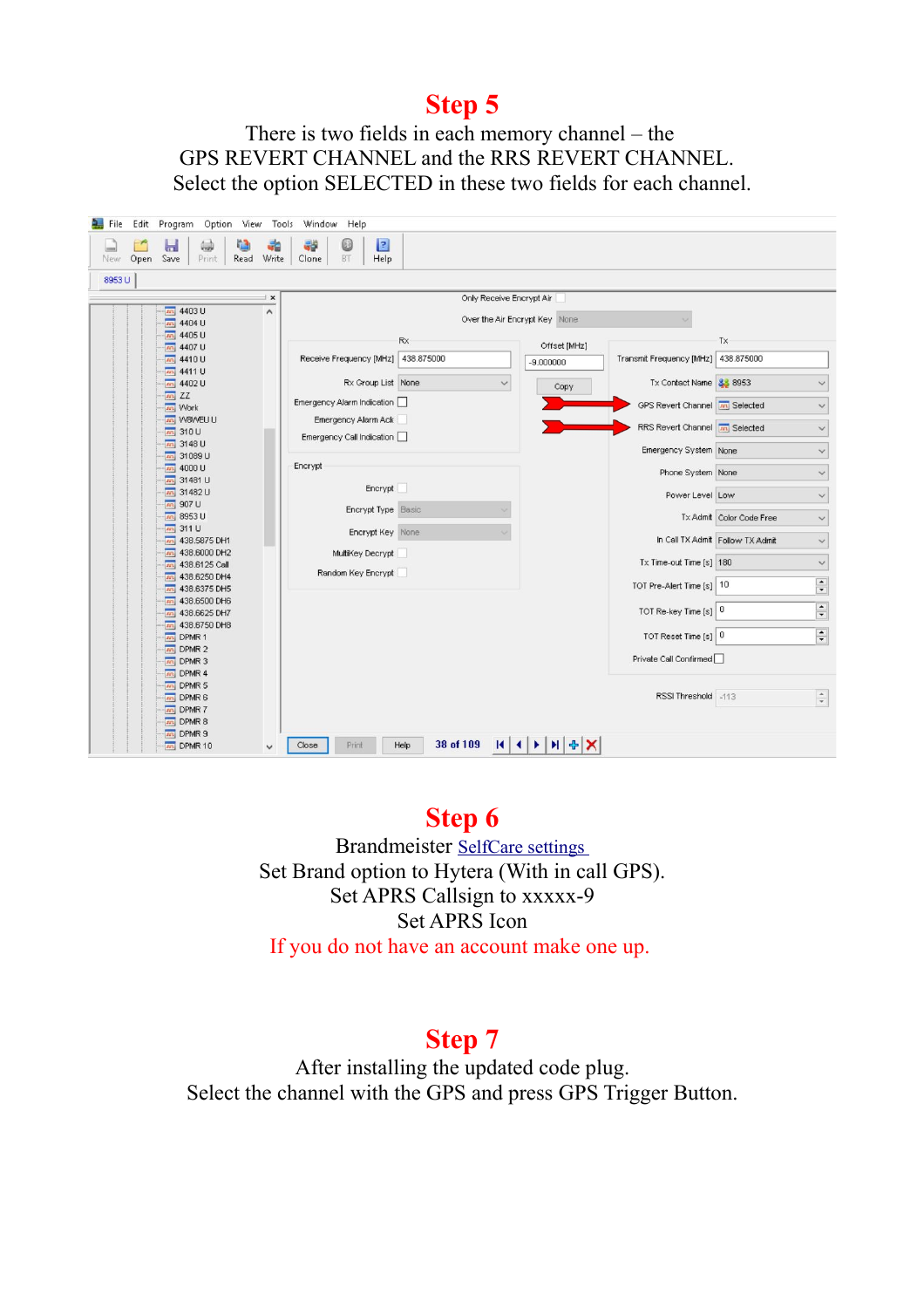# Step 5

There is two fields in each memory channel – the
GPS REVERT CHANNEL and the RRS REVERT CHANNEL.
Select the option SELECTED in these two fields for each channel.

# Step 6

Brandmeister SelfCare settings
Set Brand option to Hytera (With in call GPS).
Set APRS Callsign to xxxxx-9
Set APRS Icon
If you do not have an account make one up.

# Step 7

After installing the updated code plug.
Select the channel with the GPS and press GPS Trigger Button.